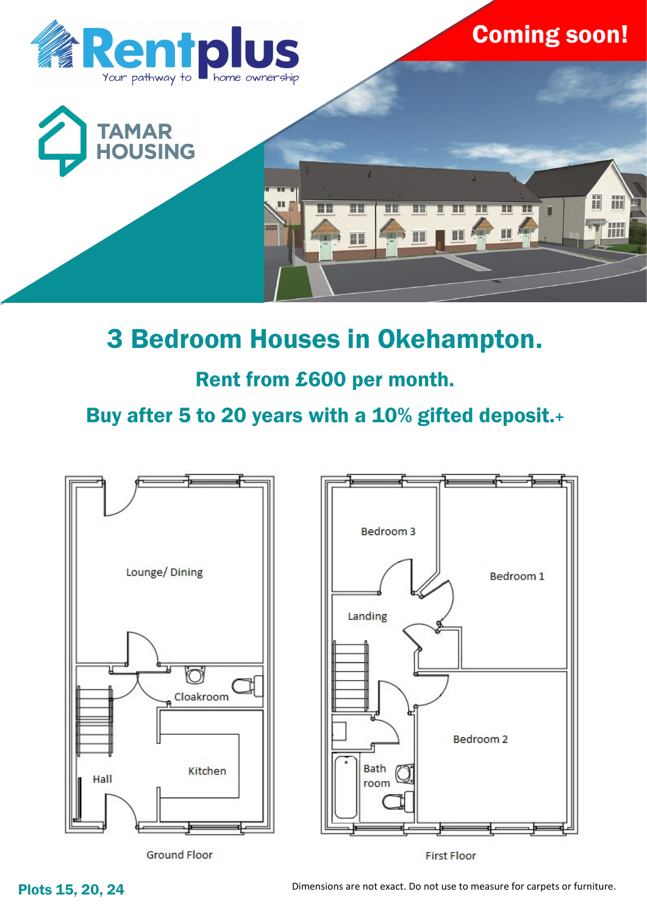Rentplus
Your pathway to home ownership

TAMAR HOUSING

Coming soon!

# 3 Bedroom Houses in Okehampton.

## Rent from £600 per month.

## Buy after 5 to 20 years with a 10% gifted deposit.+

Lounge/ Dining

Cloakroom

Kitchen

Hall

Ground Floor

Bedroom 3

Bedroom 1

Landing

Bedroom 2

Bath room

First Floor

**Plots 15, 20, 24**

Dimensions are not exact. Do not use to measure for carpets or furniture.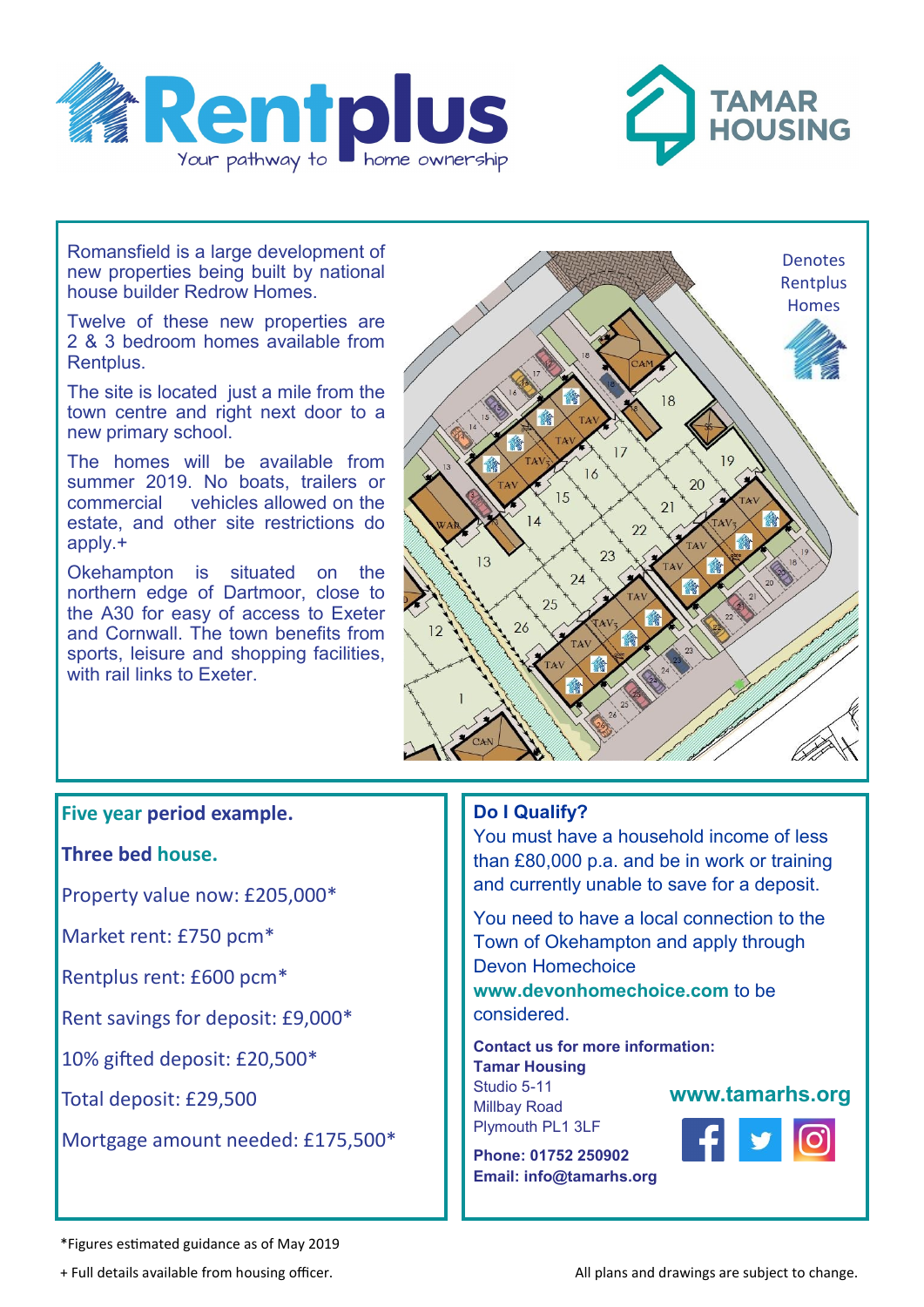Rentplus — Your pathway to home ownership

TAMAR HOUSING

Romansfield is a large development of new properties being built by national house builder Redrow Homes.

Twelve of these new properties are 2 & 3 bedroom homes available from Rentplus.

The site is located just a mile from the town centre and right next door to a new primary school.

The homes will be available from summer 2019. No boats, trailers or commercial vehicles allowed on the estate, and other site restrictions do apply.+

Okehampton is situated on the northern edge of Dartmoor, close to the A30 for easy access to Exeter and Cornwall. The town benefits from sports, leisure and shopping facilities, with rail links to Exeter.

Denotes Rentplus Homes

## Five year period example.

**Three bed house.**

Property value now: £205,000*

Market rent: £750 pcm*

Rentplus rent: £600 pcm*

Rent savings for deposit: £9,000*

10% gifted deposit: £20,500*

Total deposit: £29,500

Mortgage amount needed: £175,500*

## Do I Qualify?

You must have a household income of less than £80,000 p.a. and be in work or training and currently unable to save for a deposit.

You need to have a local connection to the Town of Okehampton and apply through Devon Homechoice **www.devonhomechoice.com** to be considered.

**Contact us for more information:**
**Tamar Housing**
Studio 5-11
Millbay Road
Plymouth PL1 3LF

**Phone: 01752 250902**
**Email: info@tamarhs.org**

**www.tamarhs.org**

*Figures estimated guidance as of May 2019

+ Full details available from housing officer.

All plans and drawings are subject to change.